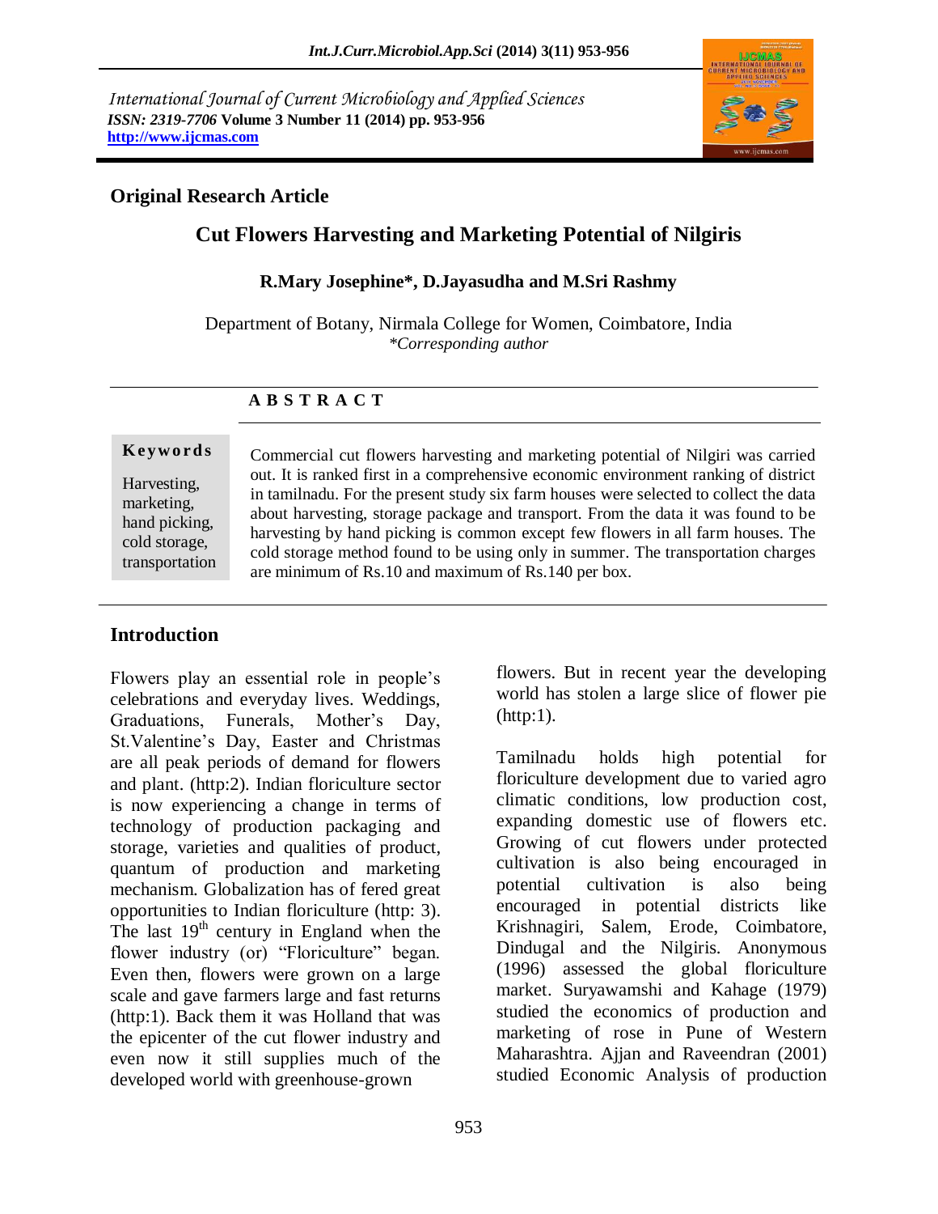*International Journal of Current Microbiology and Applied Sciences*
***ISSN: 2319-7706*** **Volume 3 Number 11 (2014) pp. 953-956**
**http://www.ijcmas.com**

**Original Research Article**

# Cut Flowers Harvesting and Marketing Potential of Nilgiris

**R.Mary Josephine*, D.Jayasudha and M.Sri Rashmy**

Department of Botany, Nirmala College for Women, Coimbatore, India
*\*Corresponding author*

## A B S T R A C T

**Keywords**

Harvesting, marketing, hand picking, cold storage, transportation

Commercial cut flowers harvesting and marketing potential of Nilgiri was carried out. It is ranked first in a comprehensive economic environment ranking of district in tamilnadu. For the present study six farm houses were selected to collect the data about harvesting, storage package and transport. From the data it was found to be harvesting by hand picking is common except few flowers in all farm houses. The cold storage method found to be using only in summer. The transportation charges are minimum of Rs.10 and maximum of Rs.140 per box.

## Introduction

Flowers play an essential role in people's celebrations and everyday lives. Weddings, Graduations, Funerals, Mother's Day, St.Valentine's Day, Easter and Christmas are all peak periods of demand for flowers and plant. (http:2). Indian floriculture sector is now experiencing a change in terms of technology of production packaging and storage, varieties and qualities of product, quantum of production and marketing mechanism. Globalization has of fered great opportunities to Indian floriculture (http: 3). The last 19th century in England when the flower industry (or) "Floriculture" began. Even then, flowers were grown on a large scale and gave farmers large and fast returns (http:1). Back them it was Holland that was the epicenter of the cut flower industry and even now it still supplies much of the developed world with greenhouse-grown flowers. But in recent year the developing world has stolen a large slice of flower pie (http:1).

Tamilnadu holds high potential for floriculture development due to varied agro climatic conditions, low production cost, expanding domestic use of flowers etc. Growing of cut flowers under protected cultivation is also being encouraged in potential cultivation is also being encouraged in potential districts like Krishnagiri, Salem, Erode, Coimbatore, Dindugal and the Nilgiris. Anonymous (1996) assessed the global floriculture market. Suryawamshi and Kahage (1979) studied the economics of production and marketing of rose in Pune of Western Maharashtra. Ajjan and Raveendran (2001) studied Economic Analysis of production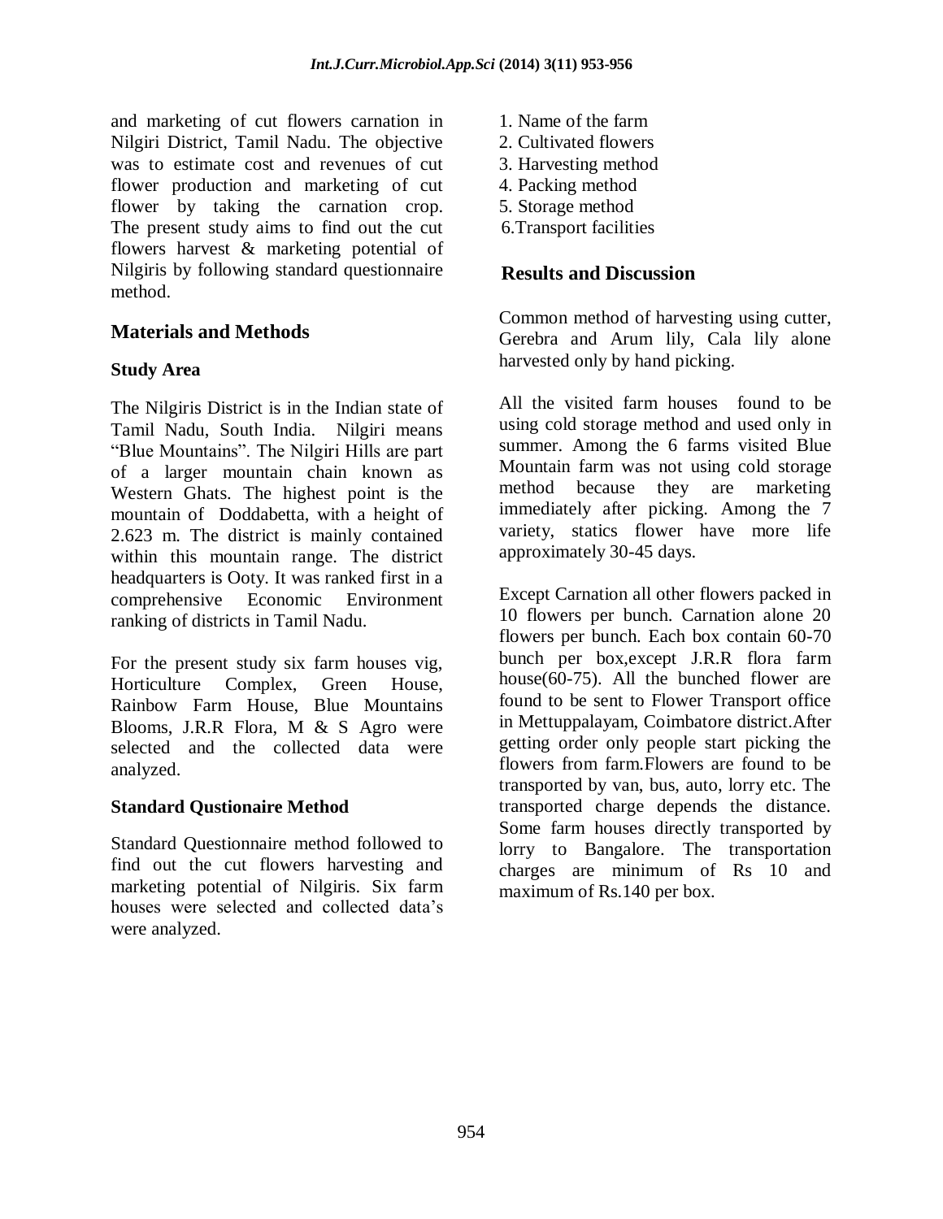and marketing of cut flowers carnation in Nilgiri District, Tamil Nadu. The objective was to estimate cost and revenues of cut flower production and marketing of cut flower by taking the carnation crop. The present study aims to find out the cut flowers harvest & marketing potential of Nilgiris by following standard questionnaire method.

## Materials and Methods

### Study Area

The Nilgiris District is in the Indian state of Tamil Nadu, South India. Nilgiri means "Blue Mountains". The Nilgiri Hills are part of a larger mountain chain known as Western Ghats. The highest point is the mountain of Doddabetta, with a height of 2.623 m. The district is mainly contained within this mountain range. The district headquarters is Ooty. It was ranked first in a comprehensive Economic Environment ranking of districts in Tamil Nadu.

For the present study six farm houses vig, Horticulture Complex, Green House, Rainbow Farm House, Blue Mountains Blooms, J.R.R Flora, M & S Agro were selected and the collected data were analyzed.

### Standard Qustionaire Method

Standard Questionnaire method followed to find out the cut flowers harvesting and marketing potential of Nilgiris. Six farm houses were selected and collected data's were analyzed.

1. Name of the farm
2. Cultivated flowers
3. Harvesting method
4. Packing method
5. Storage method
6. Transport facilities

## Results and Discussion

Common method of harvesting using cutter, Gerebra and Arum lily, Cala lily alone harvested only by hand picking.

All the visited farm houses found to be using cold storage method and used only in summer. Among the 6 farms visited Blue Mountain farm was not using cold storage method because they are marketing immediately after picking. Among the 7 variety, statics flower have more life approximately 30-45 days.

Except Carnation all other flowers packed in 10 flowers per bunch. Carnation alone 20 flowers per bunch. Each box contain 60-70 bunch per box,except J.R.R flora farm house(60-75). All the bunched flower are found to be sent to Flower Transport office in Mettuppalayam, Coimbatore district.After getting order only people start picking the flowers from farm.Flowers are found to be transported by van, bus, auto, lorry etc. The transported charge depends the distance. Some farm houses directly transported by lorry to Bangalore. The transportation charges are minimum of Rs 10 and maximum of Rs.140 per box.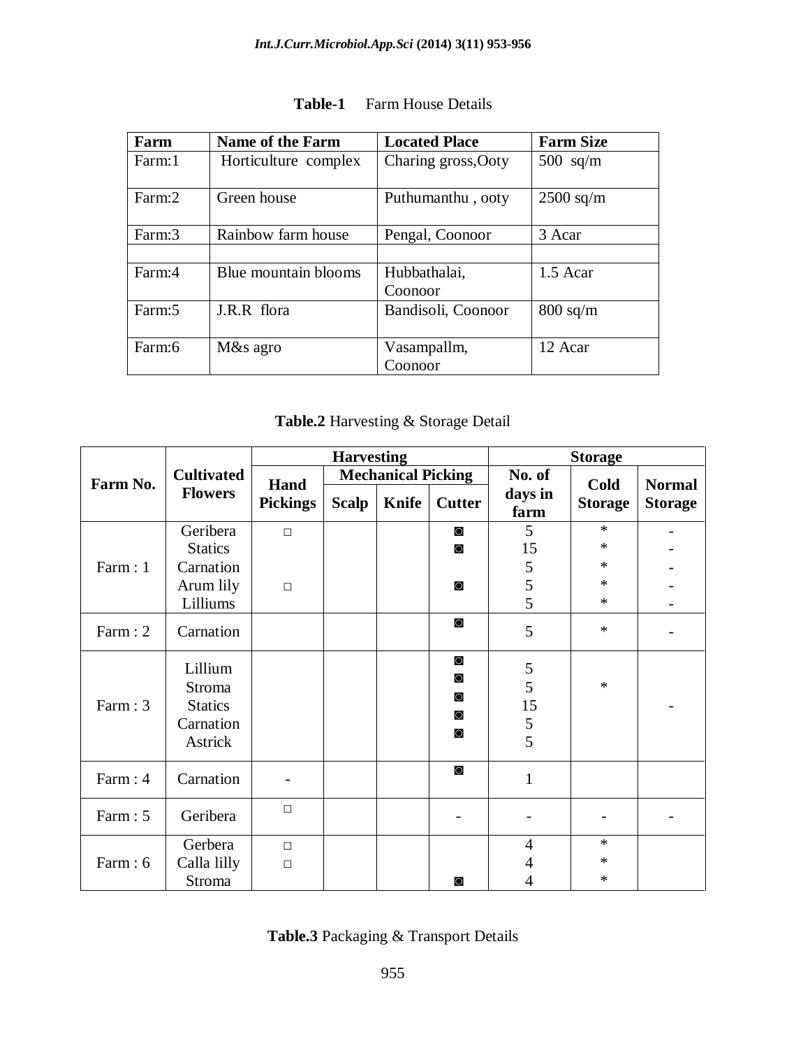**Table-1** Farm House Details

| Farm | Name of the Farm | Located Place | Farm Size |
|---|---|---|---|
| Farm:1 | Horticulture complex | Charing gross,Ooty | 500 sq/m |
| Farm:2 | Green house | Puthumanthu , ooty | 2500 sq/m |
| Farm:3 | Rainbow farm house | Pengal, Coonoor | 3 Acar |
| | | | |
| Farm:4 | Blue mountain blooms | Hubbathalai, Coonoor | 1.5 Acar |
| Farm:5 | J.R.R flora | Bandisoli, Coonoor | 800 sq/m |
| Farm:6 | M&s agro | Vasampallm, Coonoor | 12 Acar |

**Table.2** Harvesting & Storage Detail

| Farm No. | Cultivated Flowers | Harvesting | | | | Storage | | |
|---|---|---|---|---|---|---|---|---|
| | | Hand Pickings | Mechanical Picking | | | No. of days in farm | Cold Storage | Normal Storage |
| | | | Scalp | Knife | Cutter | | | |
| Farm : 1 | Geribera | □ | | | ◙ | 5 | * | - |
| | Statics | | | | ◙ | 15 | * | - |
| | Carnation | | | | | 5 | * | - |
| | Arum lily | □ | | | ◙ | 5 | * | - |
| | Lilliums | | | | | 5 | * | - |
| Farm : 2 | Carnation | | | | ◙ | 5 | * | - |
| Farm : 3 | Lillium | | | | ◙ | 5 | * | - |
| | Stroma | | | | ◙ | 5 | | |
| | Statics | | | | ◙ | 15 | | |
| | Carnation | | | | ◙ | 5 | | |
| | Astrick | | | | ◙ | 5 | | |
| Farm : 4 | Carnation | - | | | ◙ | 1 | | |
| Farm : 5 | Geribera | □ | | | - | - | - | - |
| Farm : 6 | Gerbera | □ | | | | 4 | * | |
| | Calla lilly | □ | | | | 4 | * | |
| | Stroma | | | | ◙ | 4 | * | |

**Table.3** Packaging & Transport Details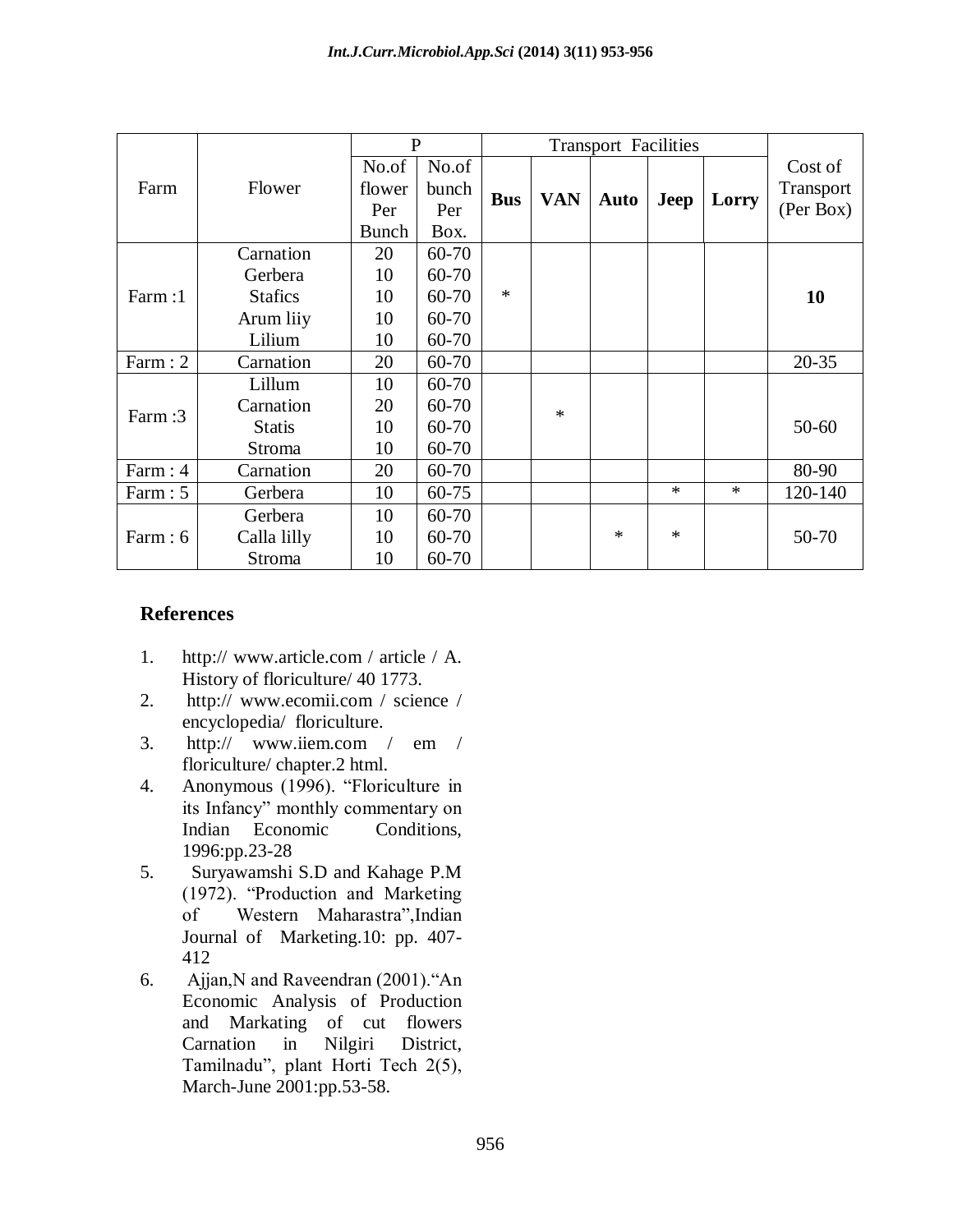| Farm | Flower | P | | Transport Facilities | | | | | Cost of Transport (Per Box) |
|---|---|---|---|---|---|---|---|---|---|
| | | No.of flower Per Bunch | No.of bunch Per Box. | **Bus** | **VAN** | **Auto** | **Jeep** | **Lorry** | |
| Farm :1 | Carnation | 20 | 60-70 | * | | | | | **10** |
| | Gerbera | 10 | 60-70 | | | | | | |
| | Stafics | 10 | 60-70 | | | | | | |
| | Arum liiy | 10 | 60-70 | | | | | | |
| | Lilium | 10 | 60-70 | | | | | | |
| Farm : 2 | Carnation | 20 | 60-70 | | | | | | 20-35 |
| Farm :3 | Lillum | 10 | 60-70 | | * | | | | 50-60 |
| | Carnation | 20 | 60-70 | | | | | | |
| | Statis | 10 | 60-70 | | | | | | |
| | Stroma | 10 | 60-70 | | | | | | |
| Farm : 4 | Carnation | 20 | 60-70 | | | | | | 80-90 |
| Farm : 5 | Gerbera | 10 | 60-75 | | | | * | * | 120-140 |
| Farm : 6 | Gerbera | 10 | 60-70 | | | * | * | | 50-70 |
| | Calla lilly | 10 | 60-70 | | | | | | |
| | Stroma | 10 | 60-70 | | | | | | |

## References

1. http:// www.article.com / article / A. History of floriculture/ 40 1773.
2. http:// www.ecomii.com / science / encyclopedia/ floriculture.
3. http:// www.iiem.com / em / floriculture/ chapter.2 html.
4. Anonymous (1996). "Floriculture in its Infancy" monthly commentary on Indian Economic Conditions, 1996:pp.23-28
5. Suryawamshi S.D and Kahage P.M (1972). "Production and Marketing of Western Maharastra",Indian Journal of Marketing.10: pp. 407-412
6. Ajjan,N and Raveendran (2001)."An Economic Analysis of Production and Markating of cut flowers Carnation in Nilgiri District, Tamilnadu", plant Horti Tech 2(5), March-June 2001:pp.53-58.